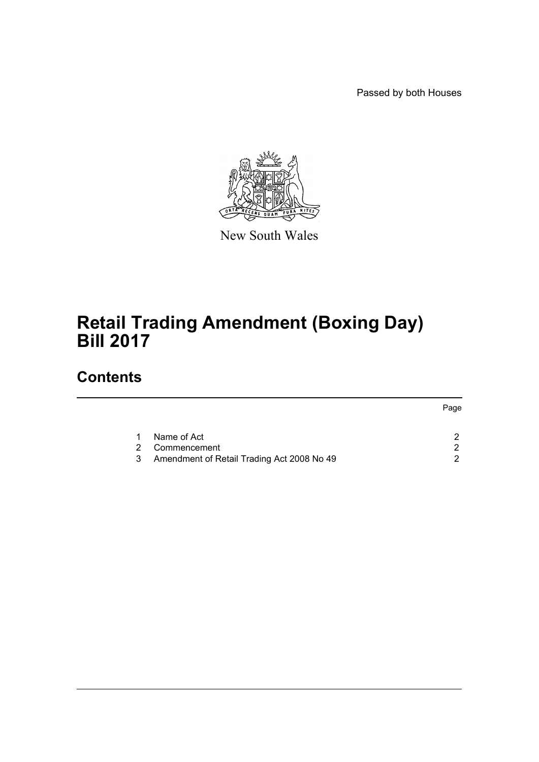Passed by both Houses

New South Wales

# Retail Trading Amendment (Boxing Day) Bill 2017

## Contents

| | | Page |
|---|---|---|
| 1 | Name of Act | 2 |
| 2 | Commencement | 2 |
| 3 | Amendment of Retail Trading Act 2008 No 49 | 2 |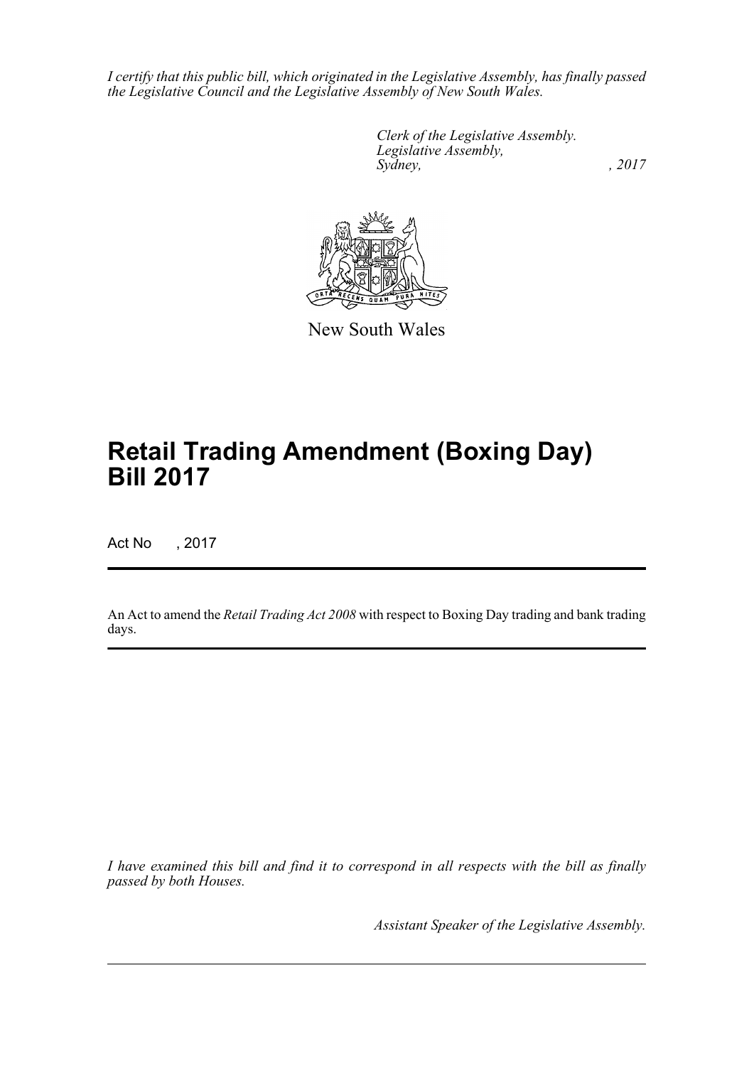*I certify that this public bill, which originated in the Legislative Assembly, has finally passed the Legislative Council and the Legislative Assembly of New South Wales.*

*Clerk of the Legislative Assembly.*
*Legislative Assembly,*
*Sydney, , 2017*

New South Wales

# Retail Trading Amendment (Boxing Day) Bill 2017

Act No , 2017

An Act to amend the *Retail Trading Act 2008* with respect to Boxing Day trading and bank trading days.

*I have examined this bill and find it to correspond in all respects with the bill as finally passed by both Houses.*

*Assistant Speaker of the Legislative Assembly.*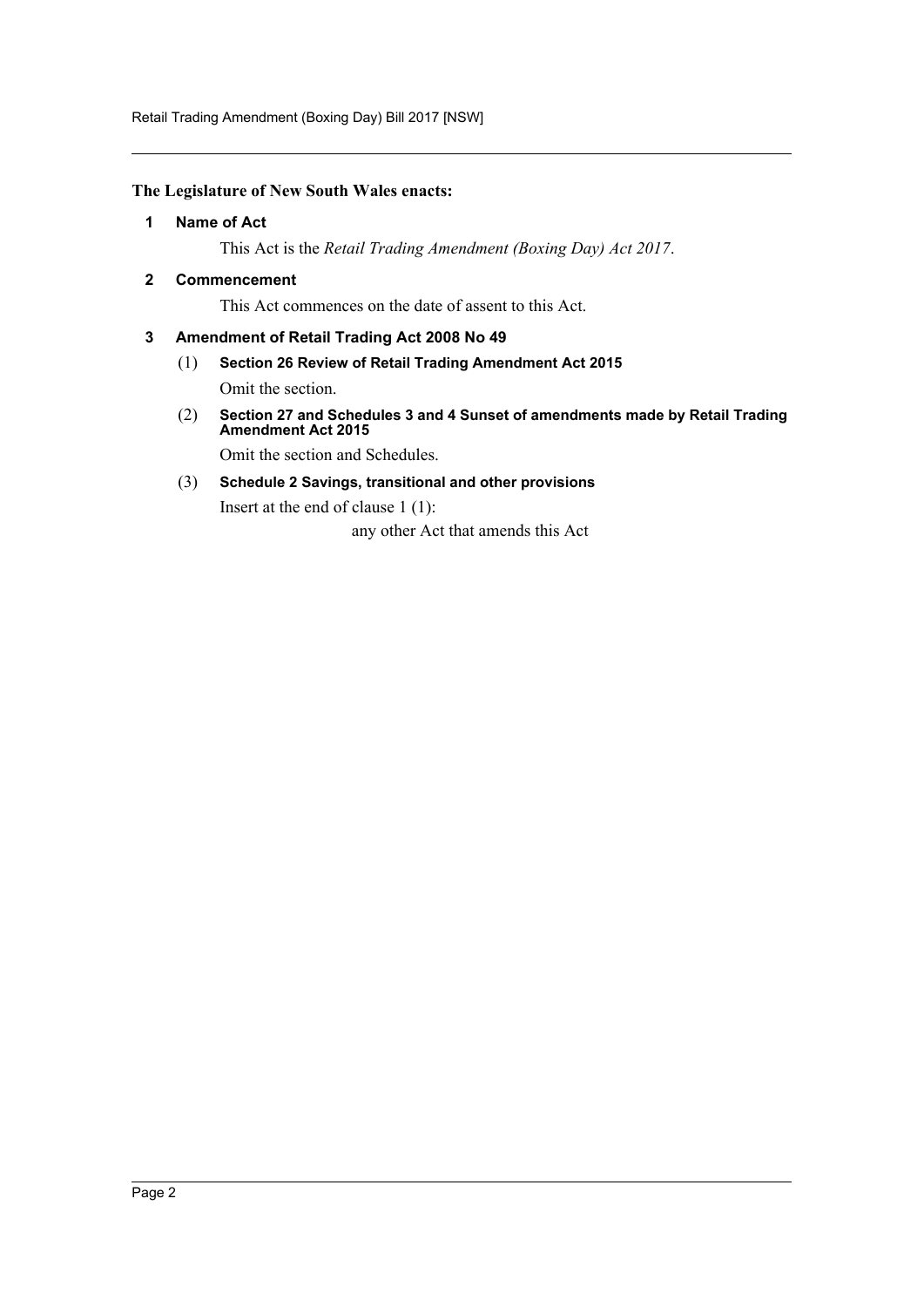**The Legislature of New South Wales enacts:**

## 1 Name of Act

This Act is the *Retail Trading Amendment (Boxing Day) Act 2017*.

## 2 Commencement

This Act commences on the date of assent to this Act.

## 3 Amendment of Retail Trading Act 2008 No 49

(1) **Section 26 Review of Retail Trading Amendment Act 2015**

Omit the section.

(2) **Section 27 and Schedules 3 and 4 Sunset of amendments made by Retail Trading Amendment Act 2015**

Omit the section and Schedules.

(3) **Schedule 2 Savings, transitional and other provisions**

Insert at the end of clause 1 (1):

any other Act that amends this Act